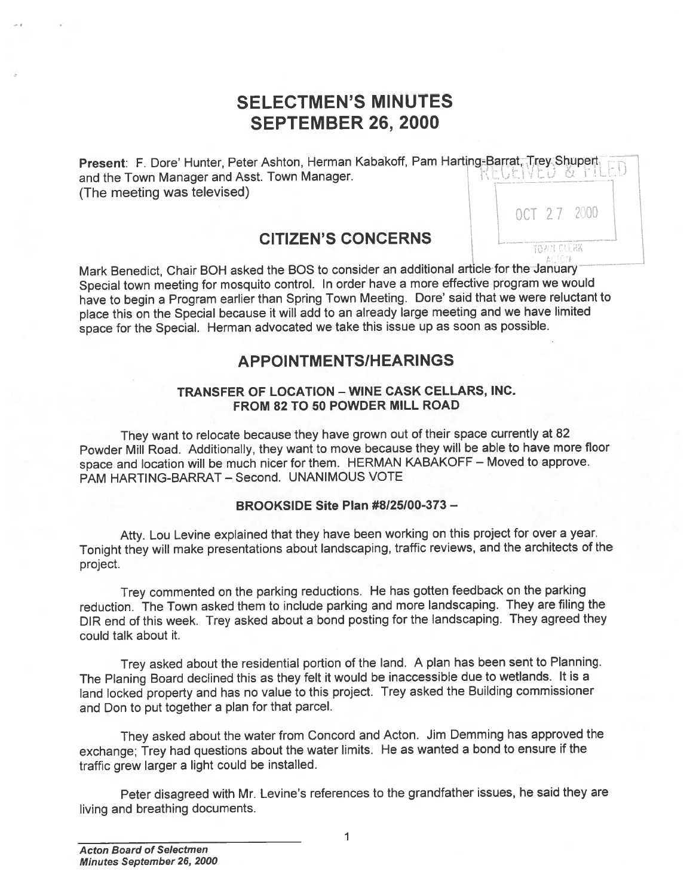# SELECTMEN'S MINUTES
# SEPTEMBER 26, 2000

**Present**: F. Dore' Hunter, Peter Ashton, Herman Kabakoff, Pam Harting-Barrat, Trey Shupert and the Town Manager and Asst. Town Manager.
(The meeting was televised)

RECEIVED & FILED
OCT 27 2000
TOWN CLERK
ACTON

## CITIZEN'S CONCERNS

Mark Benedict, Chair BOH asked the BOS to consider an additional article for the January Special town meeting for mosquito control. In order have a more effective program we would have to begin a Program earlier than Spring Town Meeting. Dore' said that we were reluctant to place this on the Special because it will add to an already large meeting and we have limited space for the Special. Herman advocated we take this issue up as soon as possible.

## APPOINTMENTS/HEARINGS

### TRANSFER OF LOCATION – WINE CASK CELLARS, INC. FROM 82 TO 50 POWDER MILL ROAD

They want to relocate because they have grown out of their space currently at 82 Powder Mill Road. Additionally, they want to move because they will be able to have more floor space and location will be much nicer for them. HERMAN KABAKOFF – Moved to approve. PAM HARTING-BARRAT – Second. UNANIMOUS VOTE

### BROOKSIDE Site Plan #8/25/00-373 –

Atty. Lou Levine explained that they have been working on this project for over a year. Tonight they will make presentations about landscaping, traffic reviews, and the architects of the project.

Trey commented on the parking reductions. He has gotten feedback on the parking reduction. The Town asked them to include parking and more landscaping. They are filing the DIR end of this week. Trey asked about a bond posting for the landscaping. They agreed they could talk about it.

Trey asked about the residential portion of the land. A plan has been sent to Planning. The Planing Board declined this as they felt it would be inaccessible due to wetlands. It is a land locked property and has no value to this project. Trey asked the Building commissioner and Don to put together a plan for that parcel.

They asked about the water from Concord and Acton. Jim Demming has approved the exchange; Trey had questions about the water limits. He as wanted a bond to ensure if the traffic grew larger a light could be installed.

Peter disagreed with Mr. Levine's references to the grandfather issues, he said they are living and breathing documents.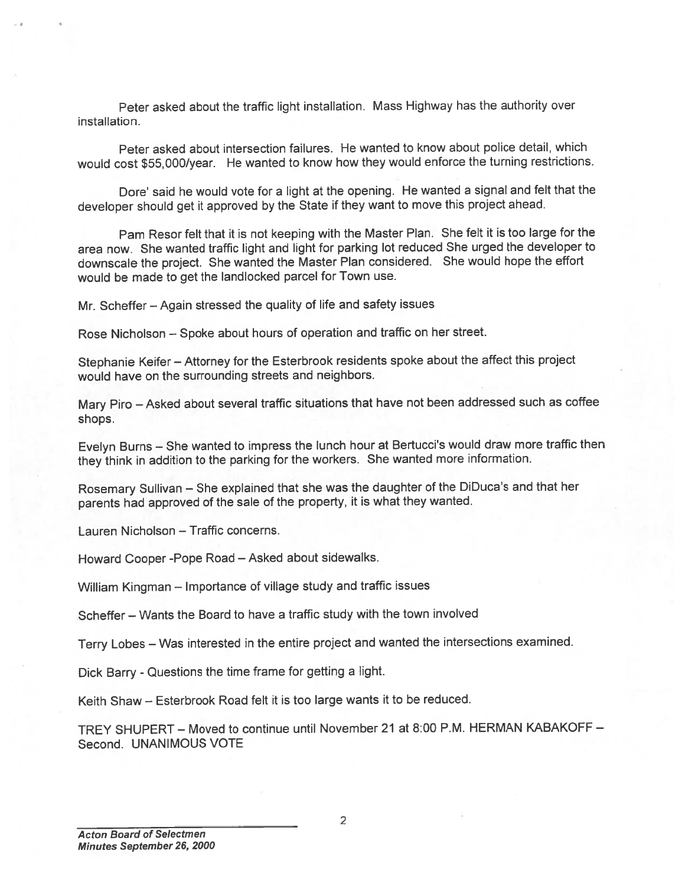Peter asked about the traffic light installation. Mass Highway has the authority over installation.

Peter asked about intersection failures. He wanted to know about police detail, which would cost $55,000/year. He wanted to know how they would enforce the turning restrictions.

Dore' said he would vote for a light at the opening. He wanted a signal and felt that the developer should get it approved by the State if they want to move this project ahead.

Pam Resor felt that it is not keeping with the Master Plan. She felt it is too large for the area now. She wanted traffic light and light for parking lot reduced She urged the developer to downscale the project. She wanted the Master Plan considered. She would hope the effort would be made to get the landlocked parcel for Town use.

Mr. Scheffer – Again stressed the quality of life and safety issues

Rose Nicholson – Spoke about hours of operation and traffic on her street.

Stephanie Keifer – Attorney for the Esterbrook residents spoke about the affect this project would have on the surrounding streets and neighbors.

Mary Piro – Asked about several traffic situations that have not been addressed such as coffee shops.

Evelyn Burns – She wanted to impress the lunch hour at Bertucci's would draw more traffic then they think in addition to the parking for the workers. She wanted more information.

Rosemary Sullivan – She explained that she was the daughter of the DiDuca's and that her parents had approved of the sale of the property, it is what they wanted.

Lauren Nicholson – Traffic concerns.

Howard Cooper -Pope Road – Asked about sidewalks.

William Kingman – Importance of village study and traffic issues

Scheffer – Wants the Board to have a traffic study with the town involved

Terry Lobes – Was interested in the entire project and wanted the intersections examined.

Dick Barry - Questions the time frame for getting a light.

Keith Shaw – Esterbrook Road felt it is too large wants it to be reduced.

TREY SHUPERT – Moved to continue until November 21 at 8:00 P.M. HERMAN KABAKOFF – Second. UNANIMOUS VOTE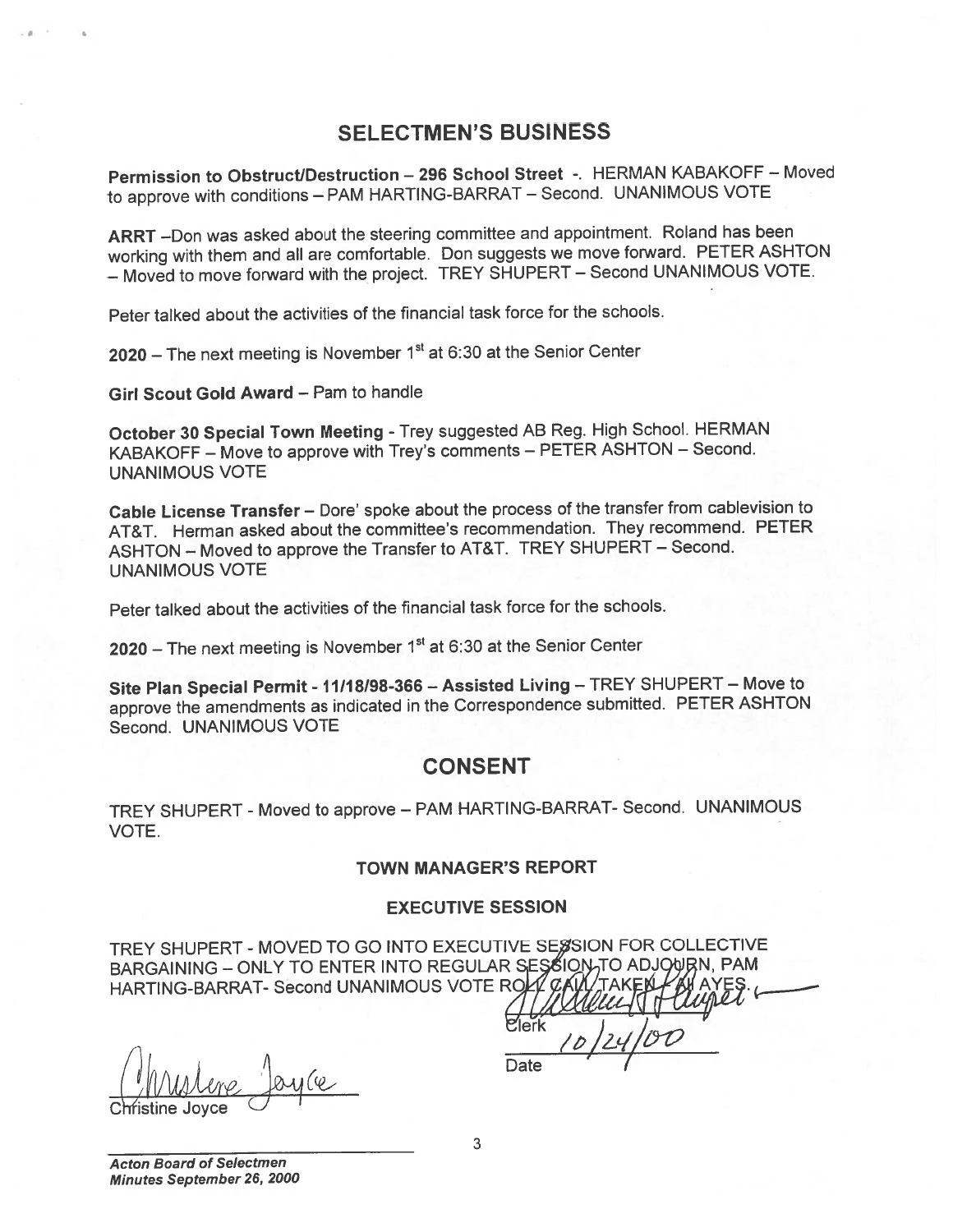## SELECTMEN'S BUSINESS

**Permission to Obstruct/Destruction – 296 School Street** -. HERMAN KABAKOFF – Moved to approve with conditions – PAM HARTING-BARRAT – Second. UNANIMOUS VOTE

**ARRT** –Don was asked about the steering committee and appointment. Roland has been working with them and all are comfortable. Don suggests we move forward. PETER ASHTON – Moved to move forward with the project. TREY SHUPERT – Second UNANIMOUS VOTE.

Peter talked about the activities of the financial task force for the schools.

**2020** – The next meeting is November 1st at 6:30 at the Senior Center

**Girl Scout Gold Award** – Pam to handle

**October 30 Special Town Meeting** - Trey suggested AB Reg. High School. HERMAN KABAKOFF – Move to approve with Trey's comments – PETER ASHTON – Second. UNANIMOUS VOTE

**Cable License Transfer** – Dore' spoke about the process of the transfer from cablevision to AT&T. Herman asked about the committee's recommendation. They recommend. PETER ASHTON – Moved to approve the Transfer to AT&T. TREY SHUPERT – Second. UNANIMOUS VOTE

Peter talked about the activities of the financial task force for the schools.

**2020** – The next meeting is November 1st at 6:30 at the Senior Center

**Site Plan Special Permit - 11/18/98-366 – Assisted Living** – TREY SHUPERT – Move to approve the amendments as indicated in the Correspondence submitted. PETER ASHTON Second. UNANIMOUS VOTE

## CONSENT

TREY SHUPERT - Moved to approve – PAM HARTING-BARRAT- Second. UNANIMOUS VOTE.

### TOWN MANAGER'S REPORT

### EXECUTIVE SESSION

TREY SHUPERT - MOVED TO GO INTO EXECUTIVE SESSION FOR COLLECTIVE BARGAINING – ONLY TO ENTER INTO REGULAR SESSION TO ADJOURN, PAM HARTING-BARRAT- Second UNANIMOUS VOTE ROLL CALL TAKEN - All AYES.

Clerk

Date 10/24/00

Christine Joyce

***Acton Board of Selectmen***
***Minutes September 26, 2000***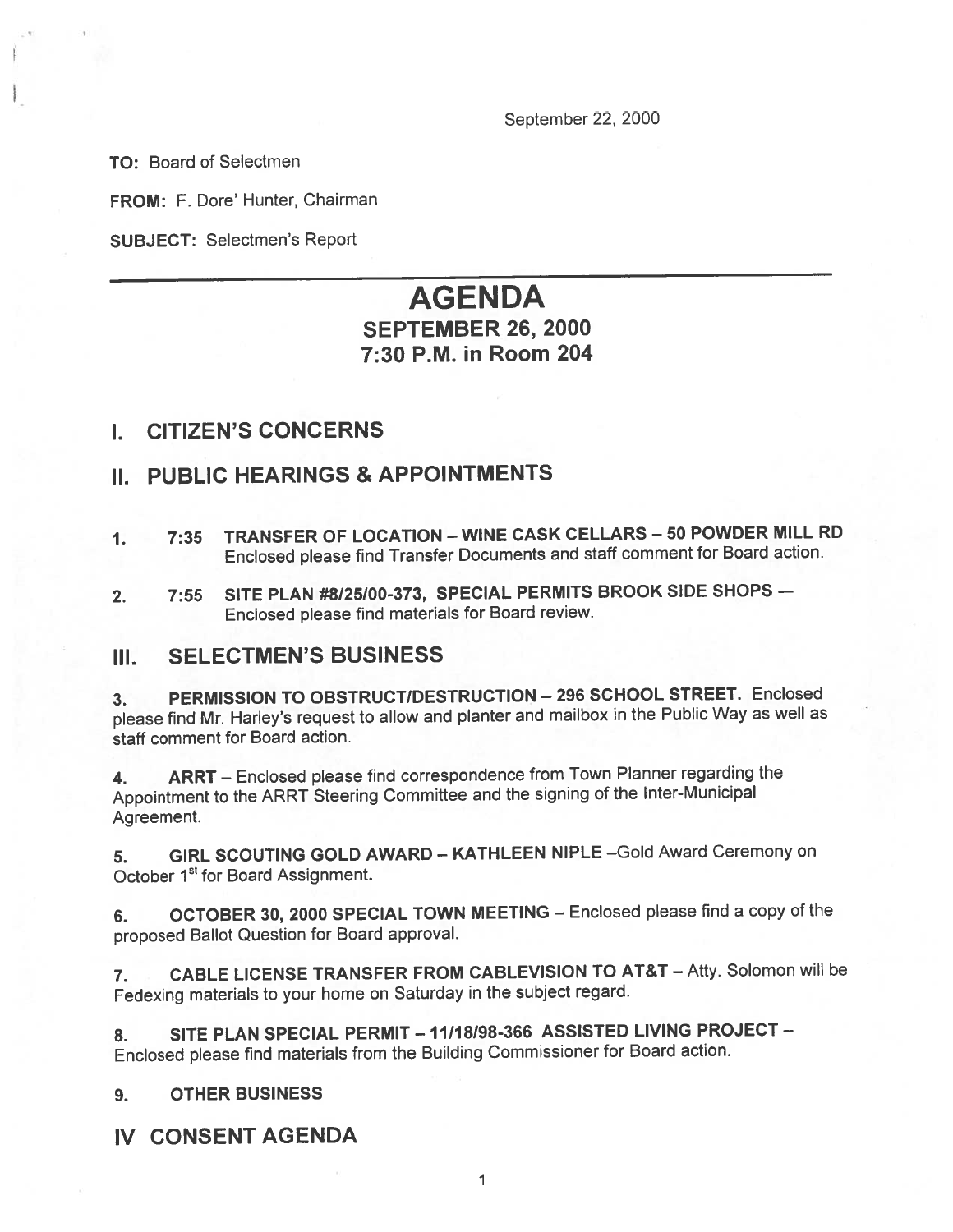September 22, 2000

**TO:** Board of Selectmen

**FROM:** F. Dore' Hunter, Chairman

**SUBJECT:** Selectmen's Report

---

# AGENDA

## SEPTEMBER 26, 2000
## 7:30 P.M. in Room 204

## I. CITIZEN'S CONCERNS

## II. PUBLIC HEARINGS & APPOINTMENTS

1. **7:35 TRANSFER OF LOCATION – WINE CASK CELLARS – 50 POWDER MILL RD** Enclosed please find Transfer Documents and staff comment for Board action.

2. **7:55 SITE PLAN #8/25/00-373, SPECIAL PERMITS BROOK SIDE SHOPS –** Enclosed please find materials for Board review.

## III. SELECTMEN'S BUSINESS

3. **PERMISSION TO OBSTRUCT/DESTRUCTION – 296 SCHOOL STREET.** Enclosed please find Mr. Harley's request to allow and planter and mailbox in the Public Way as well as staff comment for Board action.

4. **ARRT** – Enclosed please find correspondence from Town Planner regarding the Appointment to the ARRT Steering Committee and the signing of the Inter-Municipal Agreement.

5. **GIRL SCOUTING GOLD AWARD – KATHLEEN NIPLE** –Gold Award Ceremony on October 1st for Board Assignment.

6. **OCTOBER 30, 2000 SPECIAL TOWN MEETING** – Enclosed please find a copy of the proposed Ballot Question for Board approval.

7. **CABLE LICENSE TRANSFER FROM CABLEVISION TO AT&T** – Atty. Solomon will be Fedexing materials to your home on Saturday in the subject regard.

8. **SITE PLAN SPECIAL PERMIT – 11/18/98-366 ASSISTED LIVING PROJECT –** Enclosed please find materials from the Building Commissioner for Board action.

9. **OTHER BUSINESS**

## IV CONSENT AGENDA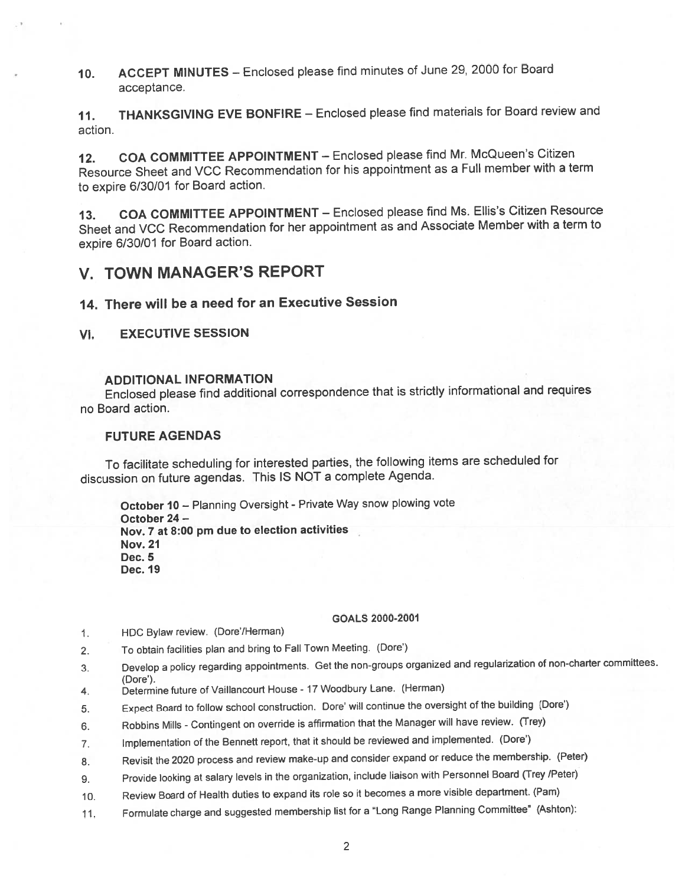10. **ACCEPT MINUTES** – Enclosed please find minutes of June 29, 2000 for Board acceptance.

11. **THANKSGIVING EVE BONFIRE** – Enclosed please find materials for Board review and action.

12. **COA COMMITTEE APPOINTMENT** – Enclosed please find Mr. McQueen's Citizen Resource Sheet and VCC Recommendation for his appointment as a Full member with a term to expire 6/30/01 for Board action.

13. **COA COMMITTEE APPOINTMENT** – Enclosed please find Ms. Ellis's Citizen Resource Sheet and VCC Recommendation for her appointment as and Associate Member with a term to expire 6/30/01 for Board action.

## V. TOWN MANAGER'S REPORT

### 14. There will be a need for an Executive Session

## VI. EXECUTIVE SESSION

### ADDITIONAL INFORMATION

Enclosed please find additional correspondence that is strictly informational and requires no Board action.

### FUTURE AGENDAS

To facilitate scheduling for interested parties, the following items are scheduled for discussion on future agendas. This IS NOT a complete Agenda.

**October 10** – Planning Oversight - Private Way snow plowing vote
**October 24** –
**Nov. 7 at 8:00 pm due to election activities**
**Nov. 21**
**Dec. 5**
**Dec. 19**

### GOALS 2000-2001

1. HDC Bylaw review. (Dore'/Herman)
2. To obtain facilities plan and bring to Fall Town Meeting. (Dore')
3. Develop a policy regarding appointments. Get the non-groups organized and regularization of non-charter committees. (Dore').
4. Determine future of Vaillancourt House - 17 Woodbury Lane. (Herman)
5. Expect Board to follow school construction. Dore' will continue the oversight of the building (Dore')
6. Robbins Mills - Contingent on override is affirmation that the Manager will have review. (Trey)
7. Implementation of the Bennett report, that it should be reviewed and implemented. (Dore')
8. Revisit the 2020 process and review make-up and consider expand or reduce the membership. (Peter)
9. Provide looking at salary levels in the organization, include liaison with Personnel Board (Trey /Peter)
10. Review Board of Health duties to expand its role so it becomes a more visible department. (Pam)
11. Formulate charge and suggested membership list for a "Long Range Planning Committee" (Ashton):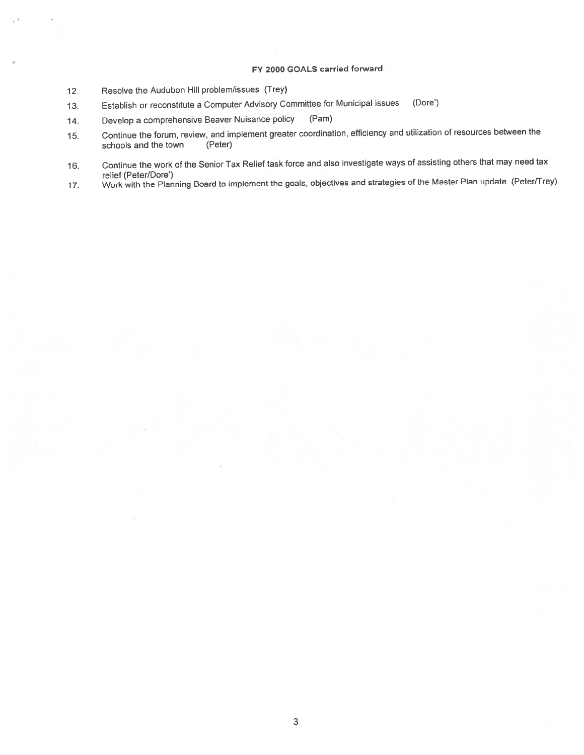**FY 2000 GOALS carried forward**

12. Resolve the Audubon Hill problem/issues (Trey)
13. Establish or reconstitute a Computer Advisory Committee for Municipal issues (Dore')
14. Develop a comprehensive Beaver Nuisance policy (Pam)
15. Continue the forum, review, and implement greater coordination, efficiency and utilization of resources between the schools and the town (Peter)
16. Continue the work of the Senior Tax Relief task force and also investigate ways of assisting others that may need tax relief (Peter/Dore')
17. Work with the Planning Board to implement the goals, objectives and strategies of the Master Plan update (Peter/Trey)